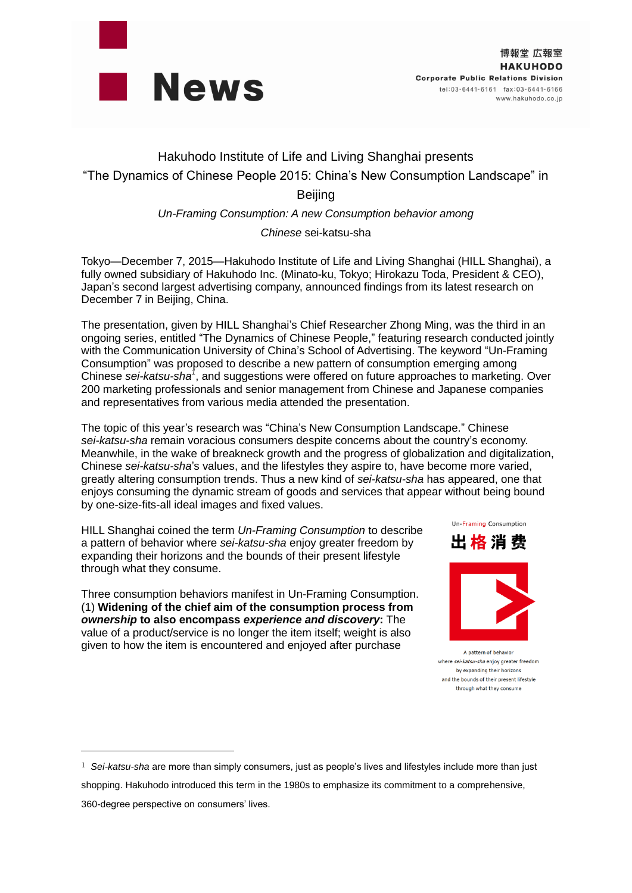博報堂 広報室
HAKUHODO
Corporate Public Relations Division
tel:03-6441-6161 fax:03-6441-6166
www.hakuhodo.co.jp

# News

## Hakuhodo Institute of Life and Living Shanghai presents "The Dynamics of Chinese People 2015: China's New Consumption Landscape" in Beijing

*Un-Framing Consumption: A new Consumption behavior among Chinese* sei-katsu-sha

Tokyo—December 7, 2015—Hakuhodo Institute of Life and Living Shanghai (HILL Shanghai), a fully owned subsidiary of Hakuhodo Inc. (Minato-ku, Tokyo; Hirokazu Toda, President & CEO), Japan's second largest advertising company, announced findings from its latest research on December 7 in Beijing, China.

The presentation, given by HILL Shanghai's Chief Researcher Zhong Ming, was the third in an ongoing series, entitled "The Dynamics of Chinese People," featuring research conducted jointly with the Communication University of China's School of Advertising. The keyword "Un-Framing Consumption" was proposed to describe a new pattern of consumption emerging among Chinese *sei-katsu-sha*[1], and suggestions were offered on future approaches to marketing. Over 200 marketing professionals and senior management from Chinese and Japanese companies and representatives from various media attended the presentation.

The topic of this year's research was "China's New Consumption Landscape." Chinese *sei-katsu-sha* remain voracious consumers despite concerns about the country's economy. Meanwhile, in the wake of breakneck growth and the progress of globalization and digitalization, Chinese *sei-katsu-sha*'s values, and the lifestyles they aspire to, have become more varied, greatly altering consumption trends. Thus a new kind of *sei-katsu-sha* has appeared, one that enjoys consuming the dynamic stream of goods and services that appear without being bound by one-size-fits-all ideal images and fixed values.

HILL Shanghai coined the term *Un-Framing Consumption* to describe a pattern of behavior where *sei-katsu-sha* enjoy greater freedom by expanding their horizons and the bounds of their present lifestyle through what they consume.

Un-Framing Consumption
出格消费

A pattern of behavior where *sei-katsu-sha* enjoy greater freedom by expanding their horizons and the bounds of their present lifestyle through what they consume

Three consumption behaviors manifest in Un-Framing Consumption.
(1) **Widening of the chief aim of the consumption process from *ownership* to also encompass *experience and discovery*:** The value of a product/service is no longer the item itself; weight is also given to how the item is encountered and enjoyed after purchase

---

[1] *Sei-katsu-sha* are more than simply consumers, just as people's lives and lifestyles include more than just shopping. Hakuhodo introduced this term in the 1980s to emphasize its commitment to a comprehensive, 360-degree perspective on consumers' lives.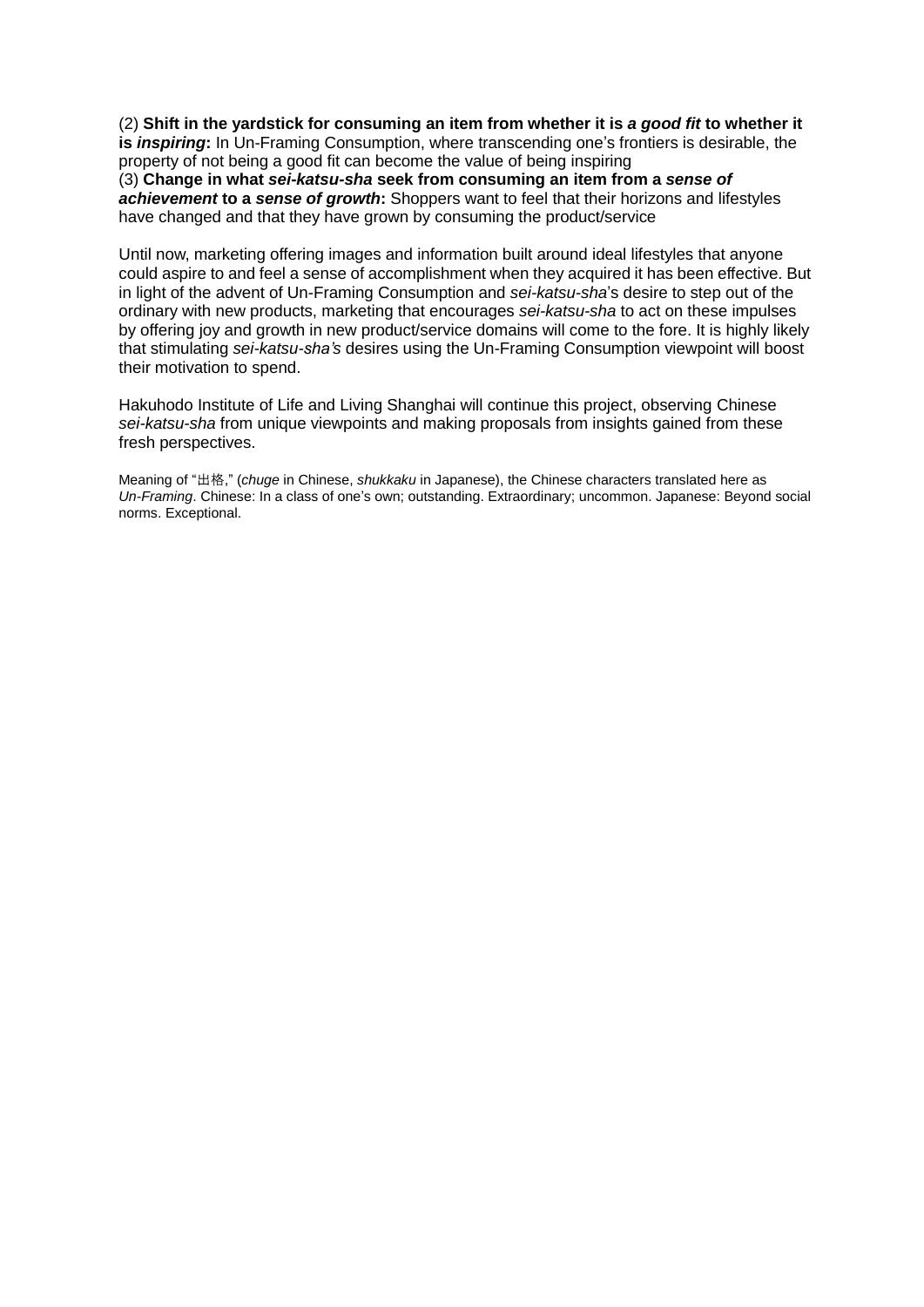(2) **Shift in the yardstick for consuming an item from whether it is *a good fit* to whether it is *inspiring*:** In Un-Framing Consumption, where transcending one's frontiers is desirable, the property of not being a good fit can become the value of being inspiring
(3) **Change in what *sei-katsu-sha* seek from consuming an item from a *sense of achievement* to a *sense of growth*:** Shoppers want to feel that their horizons and lifestyles have changed and that they have grown by consuming the product/service

Until now, marketing offering images and information built around ideal lifestyles that anyone could aspire to and feel a sense of accomplishment when they acquired it has been effective. But in light of the advent of Un-Framing Consumption and *sei-katsu-sha*'s desire to step out of the ordinary with new products, marketing that encourages *sei-katsu-sha* to act on these impulses by offering joy and growth in new product/service domains will come to the fore. It is highly likely that stimulating *sei-katsu-sha's* desires using the Un-Framing Consumption viewpoint will boost their motivation to spend.

Hakuhodo Institute of Life and Living Shanghai will continue this project, observing Chinese *sei-katsu-sha* from unique viewpoints and making proposals from insights gained from these fresh perspectives.

Meaning of "出格," (*chuge* in Chinese, *shukkaku* in Japanese), the Chinese characters translated here as *Un-Framing*. Chinese: In a class of one's own; outstanding. Extraordinary; uncommon. Japanese: Beyond social norms. Exceptional.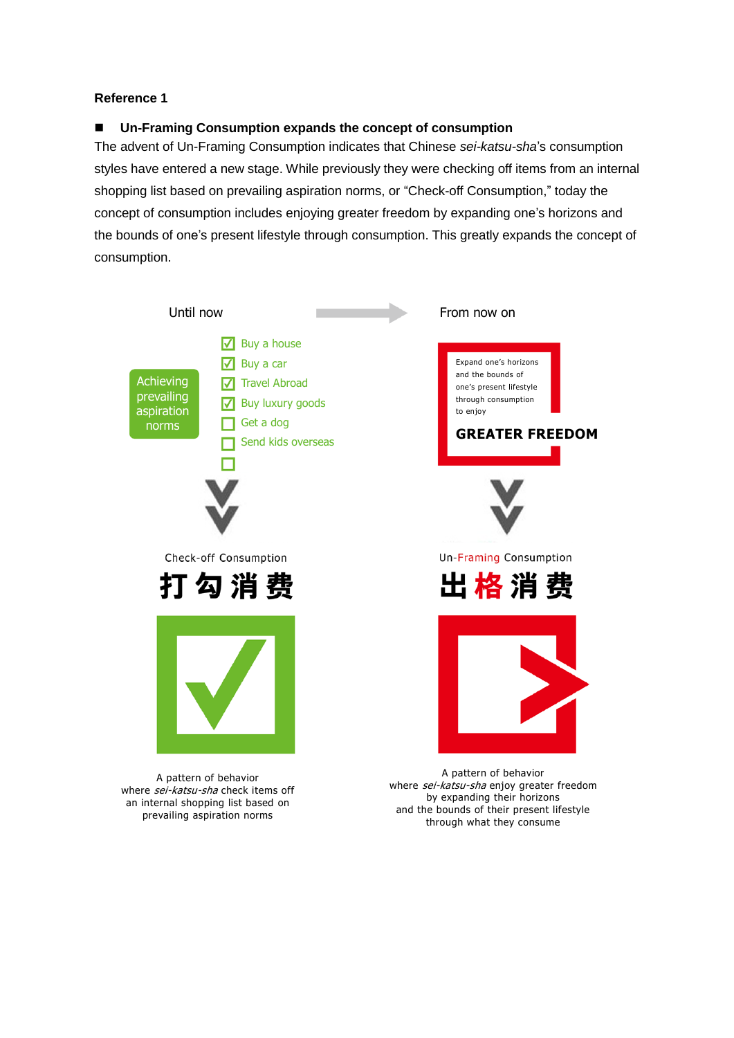**Reference 1**

■ **Un-Framing Consumption expands the concept of consumption**

The advent of Un-Framing Consumption indicates that Chinese *sei-katsu-sha*'s consumption styles have entered a new stage. While previously they were checking off items from an internal shopping list based on prevailing aspiration norms, or "Check-off Consumption," today the concept of consumption includes enjoying greater freedom by expanding one's horizons and the bounds of one's present lifestyle through consumption. This greatly expands the concept of consumption.

Until now → From now on

Achieving prevailing aspiration norms

- ☑ Buy a house
- ☑ Buy a car
- ☑ Travel Abroad
- ☑ Buy luxury goods
- ☐ Get a dog
- ☐ Send kids overseas
- ☐

Expand one's horizons and the bounds of one's present lifestyle through consumption to enjoy

**GREATER FREEDOM**

Check-off Consumption

**打勾消费**

A pattern of behavior where *sei-katsu-sha* check items off an internal shopping list based on prevailing aspiration norms

Un-Framing Consumption

**出格消费**

A pattern of behavior where *sei-katsu-sha* enjoy greater freedom by expanding their horizons and the bounds of their present lifestyle through what they consume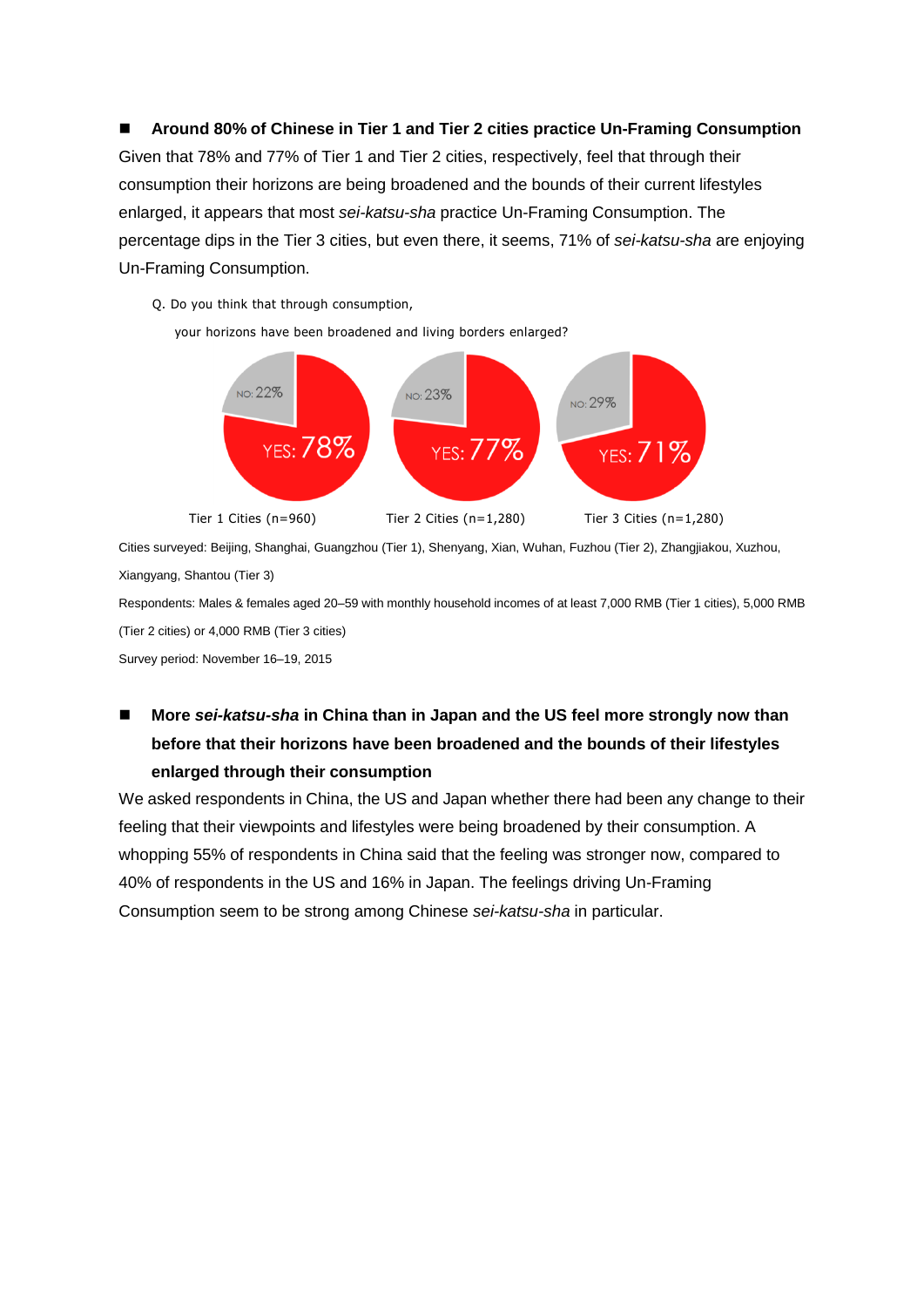■ **Around 80% of Chinese in Tier 1 and Tier 2 cities practice Un-Framing Consumption**

Given that 78% and 77% of Tier 1 and Tier 2 cities, respectively, feel that through their consumption their horizons are being broadened and the bounds of their current lifestyles enlarged, it appears that most *sei-katsu-sha* practice Un-Framing Consumption. The percentage dips in the Tier 3 cities, but even there, it seems, 71% of *sei-katsu-sha* are enjoying Un-Framing Consumption.

Q. Do you think that through consumption,

your horizons have been broadened and living borders enlarged?

| | Tier 1 Cities (n=960) | Tier 2 Cities (n=1,280) | Tier 3 Cities (n=1,280) |
|---|---|---|---|
| YES | 78% | 77% | 71% |
| NO | 22% | 23% | 29% |

Cities surveyed: Beijing, Shanghai, Guangzhou (Tier 1), Shenyang, Xian, Wuhan, Fuzhou (Tier 2), Zhangjiakou, Xuzhou, Xiangyang, Shantou (Tier 3)

Respondents: Males & females aged 20–59 with monthly household incomes of at least 7,000 RMB (Tier 1 cities), 5,000 RMB (Tier 2 cities) or 4,000 RMB (Tier 3 cities)

Survey period: November 16–19, 2015

■ **More *sei-katsu-sha* in China than in Japan and the US feel more strongly now than before that their horizons have been broadened and the bounds of their lifestyles enlarged through their consumption**

We asked respondents in China, the US and Japan whether there had been any change to their feeling that their viewpoints and lifestyles were being broadened by their consumption. A whopping 55% of respondents in China said that the feeling was stronger now, compared to 40% of respondents in the US and 16% in Japan. The feelings driving Un-Framing Consumption seem to be strong among Chinese *sei-katsu-sha* in particular.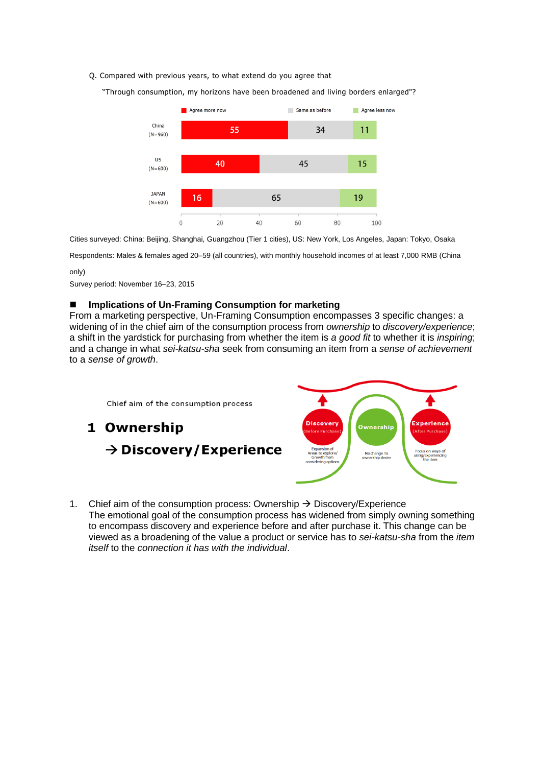Q. Compared with previous years, to what extend do you agree that

"Through consumption, my horizons have been broadened and living borders enlarged"?

| | Agree more now | Same as before | Agree less now |
|---|---|---|---|
| China (N=960) | 55 | 34 | 11 |
| US (N=600) | 40 | 45 | 15 |
| JAPAN (N=600) | 16 | 65 | 19 |

Cities surveyed: China: Beijing, Shanghai, Guangzhou (Tier 1 cities), US: New York, Los Angeles, Japan: Tokyo, Osaka

Respondents: Males & females aged 20–59 (all countries), with monthly household incomes of at least 7,000 RMB (China only)

Survey period: November 16–23, 2015

## ■ Implications of Un-Framing Consumption for marketing

From a marketing perspective, Un-Framing Consumption encompasses 3 specific changes: a widening of in the chief aim of the consumption process from *ownership* to *discovery/experience*; a shift in the yardstick for purchasing from whether the item is *a good fit* to whether it is *inspiring*; and a change in what *sei-katsu-sha* seek from consuming an item from a *sense of achievement* to a *sense of growth*.

Chief aim of the consumption process

**1 Ownership**

**→ Discovery/Experience**

Discovery (Before Purchase): Expansion of Areas to explore/ Growth from considering options

Ownership: No change to ownership desire

Experience (After Purchase): Focus on ways of using/experiencing the item

1. Chief aim of the consumption process: Ownership → Discovery/Experience
   The emotional goal of the consumption process has widened from simply owning something to encompass discovery and experience before and after purchase it. This change can be viewed as a broadening of the value a product or service has to *sei-katsu-sha* from the *item itself* to the *connection it has with the individual*.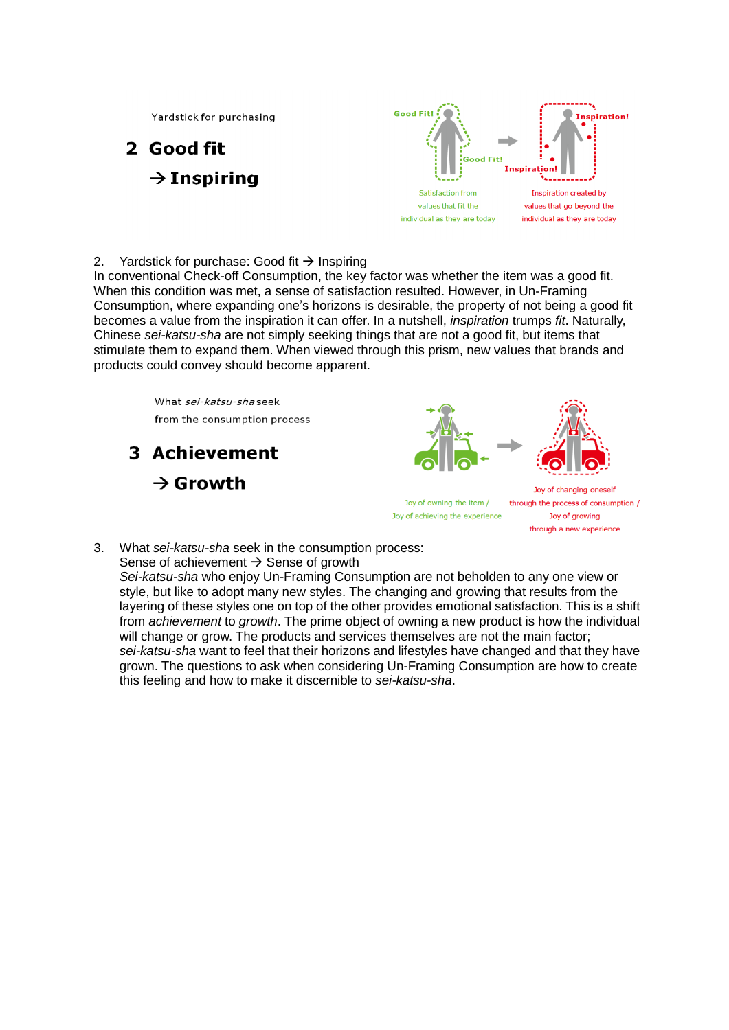Yardstick for purchasing

**2 Good fit**

**→ Inspiring**

Good Fit! Good Fit!

Inspiration! Inspiration!

Satisfaction from values that fit the individual as they are today

Inspiration created by values that go beyond the individual as they are today

2. Yardstick for purchase: Good fit → Inspiring

In conventional Check-off Consumption, the key factor was whether the item was a good fit. When this condition was met, a sense of satisfaction resulted. However, in Un-Framing Consumption, where expanding one's horizons is desirable, the property of not being a good fit becomes a value from the inspiration it can offer. In a nutshell, *inspiration* trumps *fit*. Naturally, Chinese *sei-katsu-sha* are not simply seeking things that are not a good fit, but items that stimulate them to expand them. When viewed through this prism, new values that brands and products could convey should become apparent.

What *sei-katsu-sha* seek from the consumption process

**3 Achievement**

**→ Growth**

Joy of owning the item / Joy of achieving the experience

Joy of changing oneself through the process of consumption / Joy of growing through a new experience

3. What *sei-katsu-sha* seek in the consumption process:
   Sense of achievement → Sense of growth
   *Sei-katsu-sha* who enjoy Un-Framing Consumption are not beholden to any one view or style, but like to adopt many new styles. The changing and growing that results from the layering of these styles one on top of the other provides emotional satisfaction. This is a shift from *achievement* to *growth*. The prime object of owning a new product is how the individual will change or grow. The products and services themselves are not the main factor; *sei-katsu-sha* want to feel that their horizons and lifestyles have changed and that they have grown. The questions to ask when considering Un-Framing Consumption are how to create this feeling and how to make it discernible to *sei-katsu-sha*.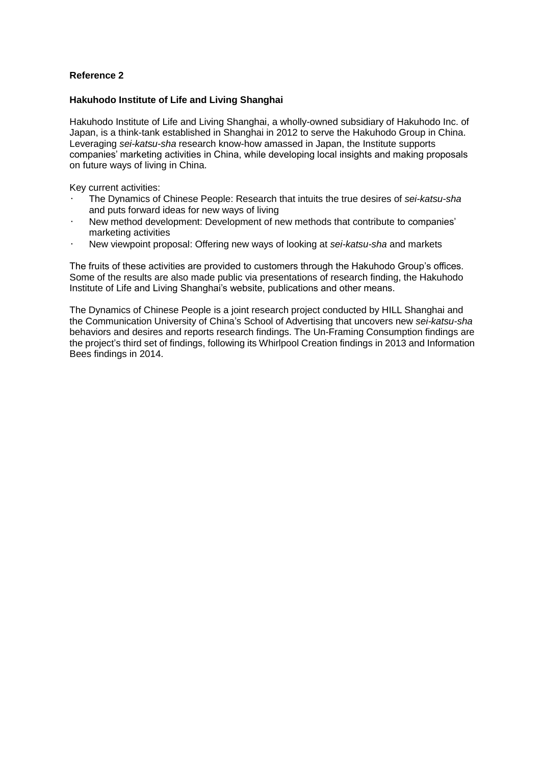**Reference 2**

**Hakuhodo Institute of Life and Living Shanghai**

Hakuhodo Institute of Life and Living Shanghai, a wholly-owned subsidiary of Hakuhodo Inc. of Japan, is a think-tank established in Shanghai in 2012 to serve the Hakuhodo Group in China. Leveraging *sei-katsu-sha* research know-how amassed in Japan, the Institute supports companies' marketing activities in China, while developing local insights and making proposals on future ways of living in China.

Key current activities:

- The Dynamics of Chinese People: Research that intuits the true desires of *sei-katsu-sha* and puts forward ideas for new ways of living
- New method development: Development of new methods that contribute to companies' marketing activities
- New viewpoint proposal: Offering new ways of looking at *sei-katsu-sha* and markets

The fruits of these activities are provided to customers through the Hakuhodo Group's offices. Some of the results are also made public via presentations of research finding, the Hakuhodo Institute of Life and Living Shanghai's website, publications and other means.

The Dynamics of Chinese People is a joint research project conducted by HILL Shanghai and the Communication University of China's School of Advertising that uncovers new *sei-katsu-sha* behaviors and desires and reports research findings. The Un-Framing Consumption findings are the project's third set of findings, following its Whirlpool Creation findings in 2013 and Information Bees findings in 2014.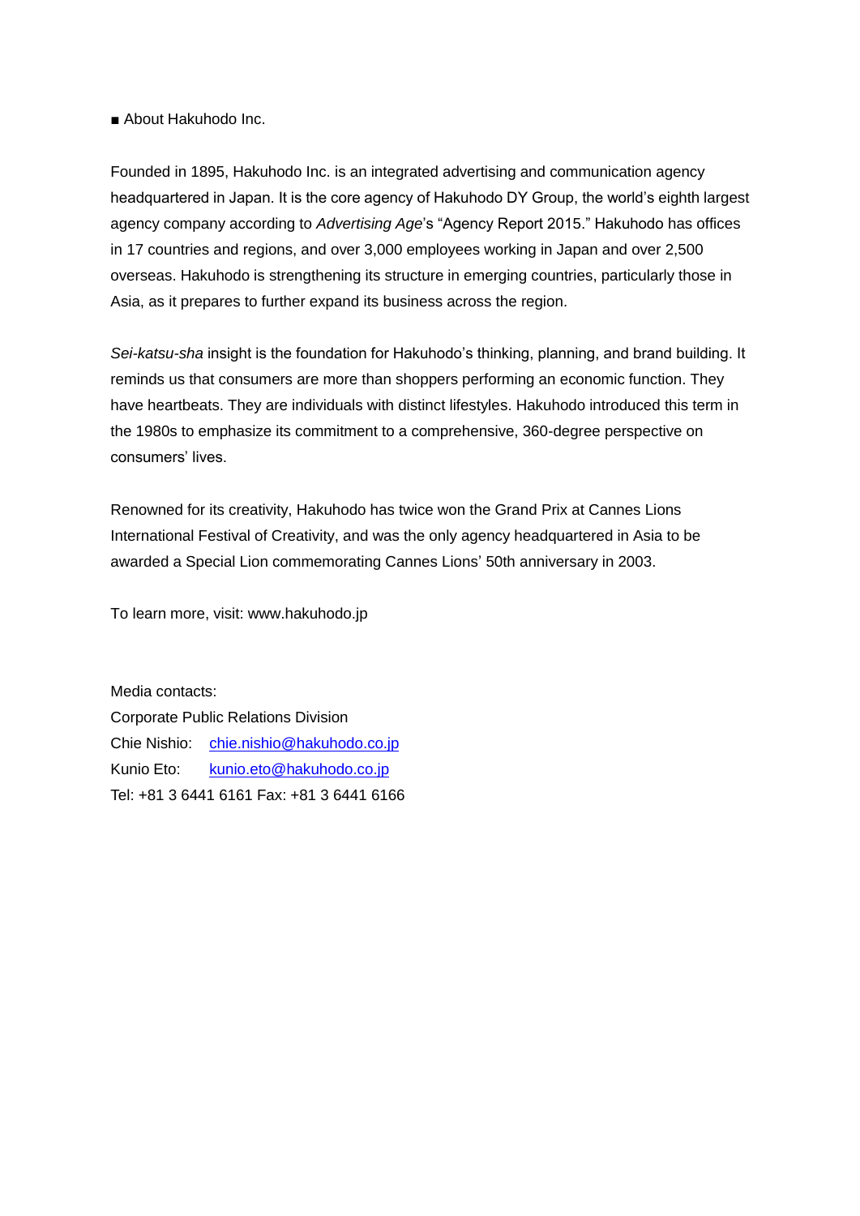■ About Hakuhodo Inc.

Founded in 1895, Hakuhodo Inc. is an integrated advertising and communication agency headquartered in Japan. It is the core agency of Hakuhodo DY Group, the world's eighth largest agency company according to *Advertising Age*'s "Agency Report 2015." Hakuhodo has offices in 17 countries and regions, and over 3,000 employees working in Japan and over 2,500 overseas. Hakuhodo is strengthening its structure in emerging countries, particularly those in Asia, as it prepares to further expand its business across the region.

*Sei-katsu-sha* insight is the foundation for Hakuhodo's thinking, planning, and brand building. It reminds us that consumers are more than shoppers performing an economic function. They have heartbeats. They are individuals with distinct lifestyles. Hakuhodo introduced this term in the 1980s to emphasize its commitment to a comprehensive, 360-degree perspective on consumers' lives.

Renowned for its creativity, Hakuhodo has twice won the Grand Prix at Cannes Lions International Festival of Creativity, and was the only agency headquartered in Asia to be awarded a Special Lion commemorating Cannes Lions' 50th anniversary in 2003.

To learn more, visit: www.hakuhodo.jp

Media contacts:
Corporate Public Relations Division
Chie Nishio: chie.nishio@hakuhodo.co.jp
Kunio Eto: kunio.eto@hakuhodo.co.jp
Tel: +81 3 6441 6161 Fax: +81 3 6441 6166